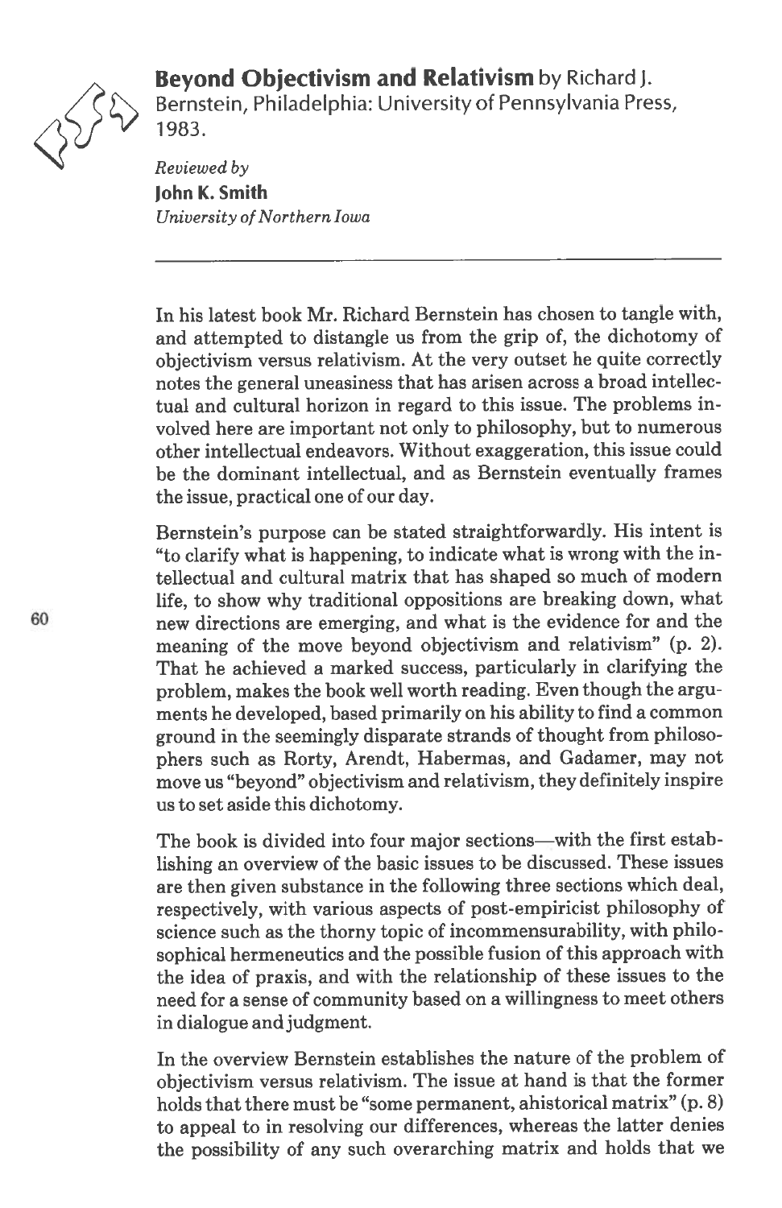# Beyond Objectivism and Relativism by Richard J. Bernstein, Philadelphia: University of Pennsylvania Press, 1983.

*Reviewed by*
**John K. Smith**
*University of Northern Iowa*

---

In his latest book Mr. Richard Bernstein has chosen to tangle with, and attempted to distangle us from the grip of, the dichotomy of objectivism versus relativism. At the very outset he quite correctly notes the general uneasiness that has arisen across a broad intellectual and cultural horizon in regard to this issue. The problems involved here are important not only to philosophy, but to numerous other intellectual endeavors. Without exaggeration, this issue could be the dominant intellectual, and as Bernstein eventually frames the issue, practical one of our day.

Bernstein's purpose can be stated straightforwardly. His intent is "to clarify what is happening, to indicate what is wrong with the intellectual and cultural matrix that has shaped so much of modern life, to show why traditional oppositions are breaking down, what new directions are emerging, and what is the evidence for and the meaning of the move beyond objectivism and relativism" (p. 2). That he achieved a marked success, particularly in clarifying the problem, makes the book well worth reading. Even though the arguments he developed, based primarily on his ability to find a common ground in the seemingly disparate strands of thought from philosophers such as Rorty, Arendt, Habermas, and Gadamer, may not move us "beyond" objectivism and relativism, they definitely inspire us to set aside this dichotomy.

The book is divided into four major sections—with the first establishing an overview of the basic issues to be discussed. These issues are then given substance in the following three sections which deal, respectively, with various aspects of post-empiricist philosophy of science such as the thorny topic of incommensurability, with philosophical hermeneutics and the possible fusion of this approach with the idea of praxis, and with the relationship of these issues to the need for a sense of community based on a willingness to meet others in dialogue and judgment.

In the overview Bernstein establishes the nature of the problem of objectivism versus relativism. The issue at hand is that the former holds that there must be "some permanent, ahistorical matrix" (p. 8) to appeal to in resolving our differences, whereas the latter denies the possibility of any such overarching matrix and holds that we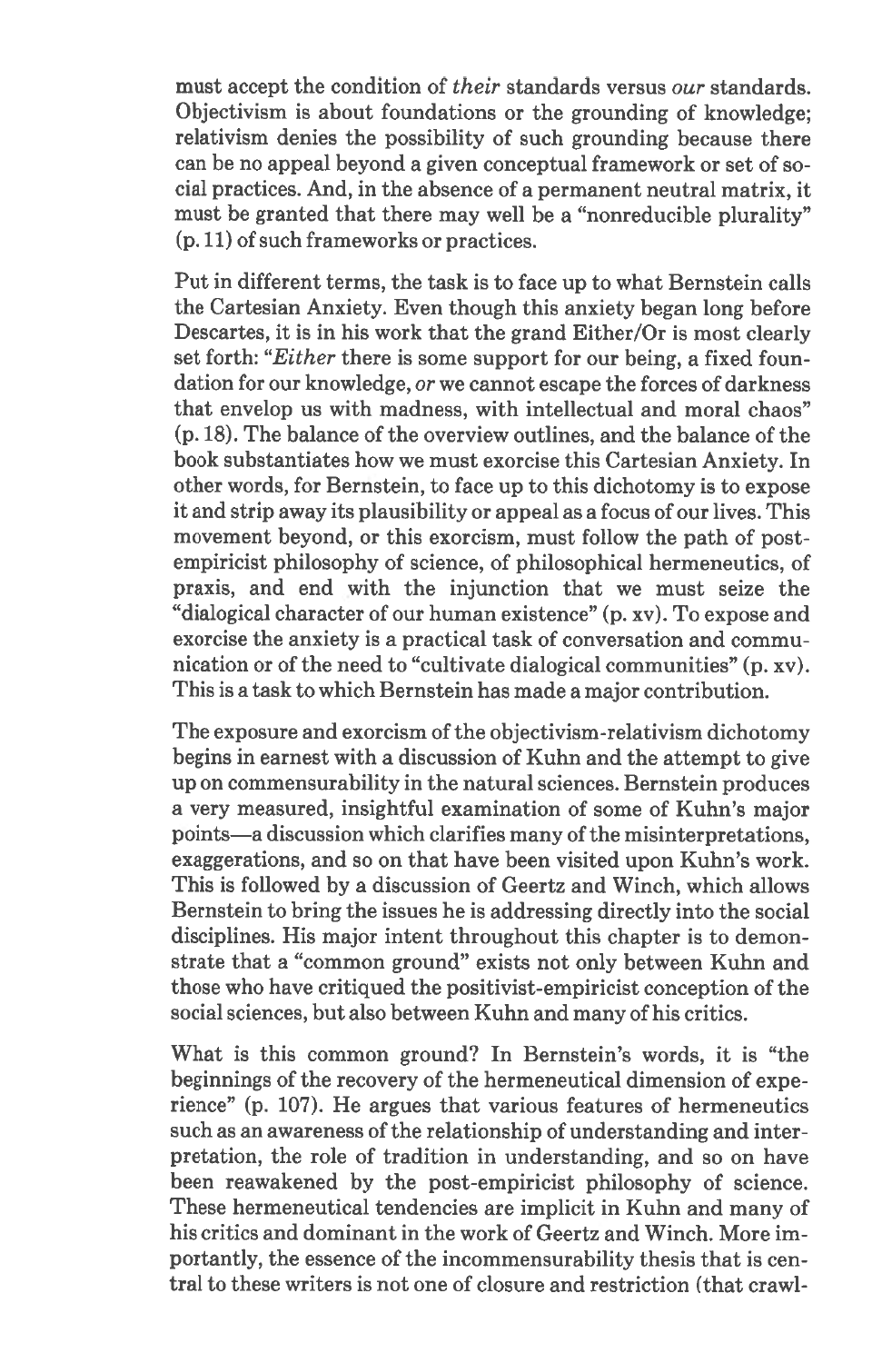must accept the condition of *their* standards versus *our* standards. Objectivism is about foundations or the grounding of knowledge; relativism denies the possibility of such grounding because there can be no appeal beyond a given conceptual framework or set of social practices. And, in the absence of a permanent neutral matrix, it must be granted that there may well be a "nonreducible plurality" (p. 11) of such frameworks or practices.

Put in different terms, the task is to face up to what Bernstein calls the Cartesian Anxiety. Even though this anxiety began long before Descartes, it is in his work that the grand Either/Or is most clearly set forth: "*Either* there is some support for our being, a fixed foundation for our knowledge, *or* we cannot escape the forces of darkness that envelop us with madness, with intellectual and moral chaos" (p. 18). The balance of the overview outlines, and the balance of the book substantiates how we must exorcise this Cartesian Anxiety. In other words, for Bernstein, to face up to this dichotomy is to expose it and strip away its plausibility or appeal as a focus of our lives. This movement beyond, or this exorcism, must follow the path of post-empiricist philosophy of science, of philosophical hermeneutics, of praxis, and end with the injunction that we must seize the "dialogical character of our human existence" (p. xv). To expose and exorcise the anxiety is a practical task of conversation and communication or of the need to "cultivate dialogical communities" (p. xv). This is a task to which Bernstein has made a major contribution.

The exposure and exorcism of the objectivism-relativism dichotomy begins in earnest with a discussion of Kuhn and the attempt to give up on commensurability in the natural sciences. Bernstein produces a very measured, insightful examination of some of Kuhn's major points—a discussion which clarifies many of the misinterpretations, exaggerations, and so on that have been visited upon Kuhn's work. This is followed by a discussion of Geertz and Winch, which allows Bernstein to bring the issues he is addressing directly into the social disciplines. His major intent throughout this chapter is to demonstrate that a "common ground" exists not only between Kuhn and those who have critiqued the positivist-empiricist conception of the social sciences, but also between Kuhn and many of his critics.

What is this common ground? In Bernstein's words, it is "the beginnings of the recovery of the hermeneutical dimension of experience" (p. 107). He argues that various features of hermeneutics such as an awareness of the relationship of understanding and interpretation, the role of tradition in understanding, and so on have been reawakened by the post-empiricist philosophy of science. These hermeneutical tendencies are implicit in Kuhn and many of his critics and dominant in the work of Geertz and Winch. More importantly, the essence of the incommensurability thesis that is central to these writers is not one of closure and restriction (that crawl-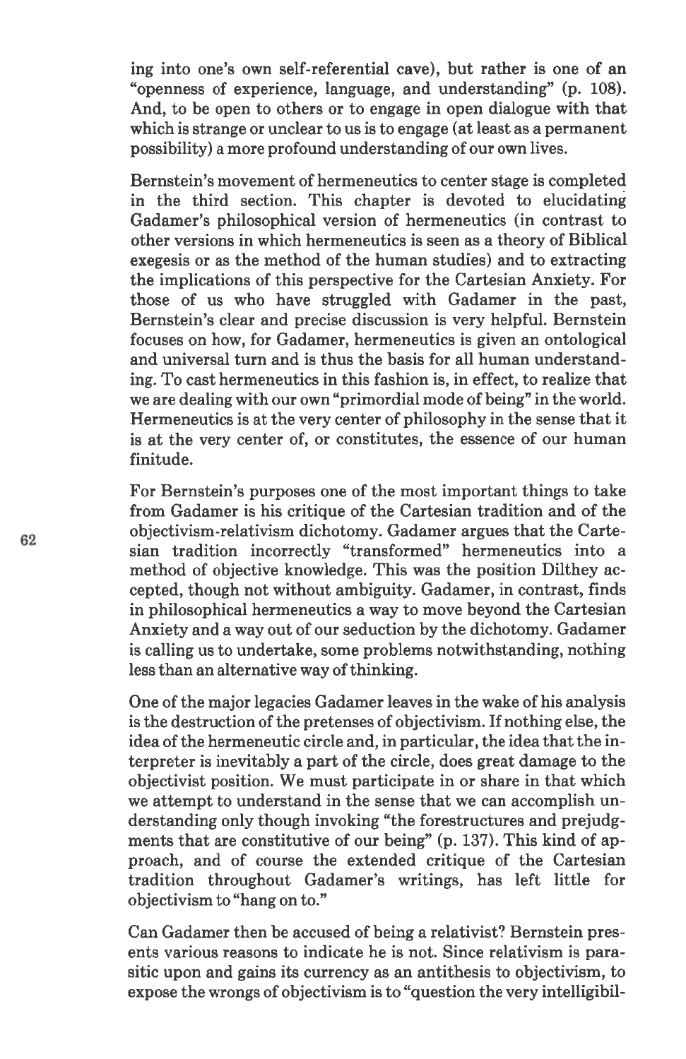ing into one's own self-referential cave), but rather is one of an "openness of experience, language, and understanding" (p. 108). And, to be open to others or to engage in open dialogue with that which is strange or unclear to us is to engage (at least as a permanent possibility) a more profound understanding of our own lives.

Bernstein's movement of hermeneutics to center stage is completed in the third section. This chapter is devoted to elucidating Gadamer's philosophical version of hermeneutics (in contrast to other versions in which hermeneutics is seen as a theory of Biblical exegesis or as the method of the human studies) and to extracting the implications of this perspective for the Cartesian Anxiety. For those of us who have struggled with Gadamer in the past, Bernstein's clear and precise discussion is very helpful. Bernstein focuses on how, for Gadamer, hermeneutics is given an ontological and universal turn and is thus the basis for all human understanding. To cast hermeneutics in this fashion is, in effect, to realize that we are dealing with our own "primordial mode of being" in the world. Hermeneutics is at the very center of philosophy in the sense that it is at the very center of, or constitutes, the essence of our human finitude.

For Bernstein's purposes one of the most important things to take from Gadamer is his critique of the Cartesian tradition and of the objectivism-relativism dichotomy. Gadamer argues that the Cartesian tradition incorrectly "transformed" hermeneutics into a method of objective knowledge. This was the position Dilthey accepted, though not without ambiguity. Gadamer, in contrast, finds in philosophical hermeneutics a way to move beyond the Cartesian Anxiety and a way out of our seduction by the dichotomy. Gadamer is calling us to undertake, some problems notwithstanding, nothing less than an alternative way of thinking.

One of the major legacies Gadamer leaves in the wake of his analysis is the destruction of the pretenses of objectivism. If nothing else, the idea of the hermeneutic circle and, in particular, the idea that the interpreter is inevitably a part of the circle, does great damage to the objectivist position. We must participate in or share in that which we attempt to understand in the sense that we can accomplish understanding only though invoking "the forestructures and prejudgments that are constitutive of our being" (p. 137). This kind of approach, and of course the extended critique of the Cartesian tradition throughout Gadamer's writings, has left little for objectivism to "hang on to."

Can Gadamer then be accused of being a relativist? Bernstein presents various reasons to indicate he is not. Since relativism is parasitic upon and gains its currency as an antithesis to objectivism, to expose the wrongs of objectivism is to "question the very intelligibil-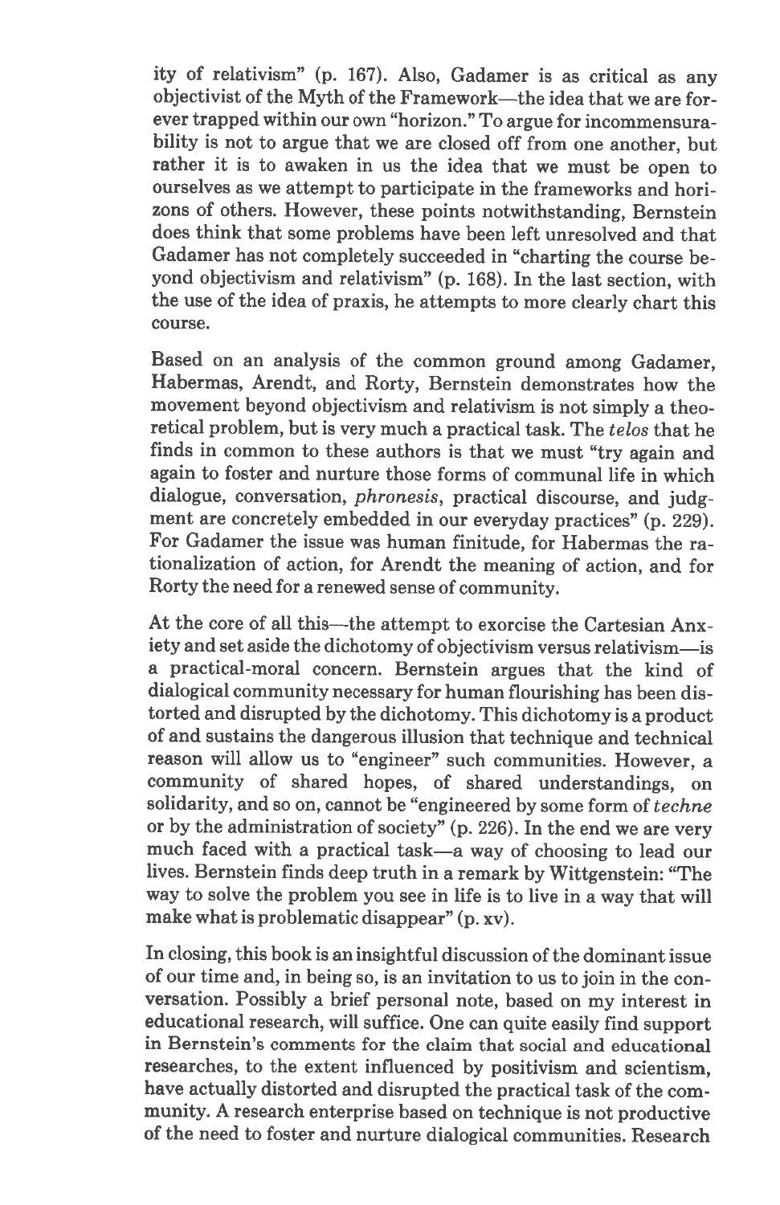ity of relativism" (p. 167). Also, Gadamer is as critical as any objectivist of the Myth of the Framework—the idea that we are forever trapped within our own "horizon." To argue for incommensurability is not to argue that we are closed off from one another, but rather it is to awaken in us the idea that we must be open to ourselves as we attempt to participate in the frameworks and horizons of others. However, these points notwithstanding, Bernstein does think that some problems have been left unresolved and that Gadamer has not completely succeeded in "charting the course beyond objectivism and relativism" (p. 168). In the last section, with the use of the idea of praxis, he attempts to more clearly chart this course.

Based on an analysis of the common ground among Gadamer, Habermas, Arendt, and Rorty, Bernstein demonstrates how the movement beyond objectivism and relativism is not simply a theoretical problem, but is very much a practical task. The *telos* that he finds in common to these authors is that we must "try again and again to foster and nurture those forms of communal life in which dialogue, conversation, *phronesis*, practical discourse, and judgment are concretely embedded in our everyday practices" (p. 229). For Gadamer the issue was human finitude, for Habermas the rationalization of action, for Arendt the meaning of action, and for Rorty the need for a renewed sense of community.

At the core of all this—the attempt to exorcise the Cartesian Anxiety and set aside the dichotomy of objectivism versus relativism—is a practical-moral concern. Bernstein argues that the kind of dialogical community necessary for human flourishing has been distorted and disrupted by the dichotomy. This dichotomy is a product of and sustains the dangerous illusion that technique and technical reason will allow us to "engineer" such communities. However, a community of shared hopes, of shared understandings, on solidarity, and so on, cannot be "engineered by some form of *techne* or by the administration of society" (p. 226). In the end we are very much faced with a practical task—a way of choosing to lead our lives. Bernstein finds deep truth in a remark by Wittgenstein: "The way to solve the problem you see in life is to live in a way that will make what is problematic disappear" (p. xv).

In closing, this book is an insightful discussion of the dominant issue of our time and, in being so, is an invitation to us to join in the conversation. Possibly a brief personal note, based on my interest in educational research, will suffice. One can quite easily find support in Bernstein's comments for the claim that social and educational researches, to the extent influenced by positivism and scientism, have actually distorted and disrupted the practical task of the community. A research enterprise based on technique is not productive of the need to foster and nurture dialogical communities. Research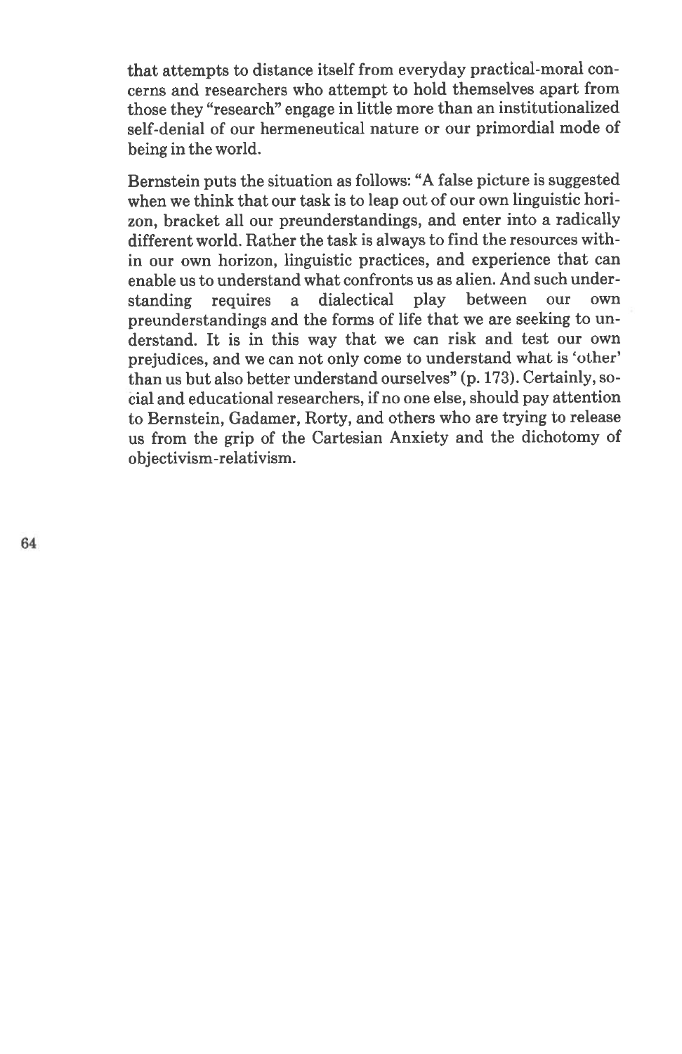that attempts to distance itself from everyday practical-moral concerns and researchers who attempt to hold themselves apart from those they "research" engage in little more than an institutionalized self-denial of our hermeneutical nature or our primordial mode of being in the world.

Bernstein puts the situation as follows: "A false picture is suggested when we think that our task is to leap out of our own linguistic horizon, bracket all our preunderstandings, and enter into a radically different world. Rather the task is always to find the resources within our own horizon, linguistic practices, and experience that can enable us to understand what confronts us as alien. And such understanding requires a dialectical play between our own preunderstandings and the forms of life that we are seeking to understand. It is in this way that we can risk and test our own prejudices, and we can not only come to understand what is 'other' than us but also better understand ourselves" (p. 173). Certainly, social and educational researchers, if no one else, should pay attention to Bernstein, Gadamer, Rorty, and others who are trying to release us from the grip of the Cartesian Anxiety and the dichotomy of objectivism-relativism.